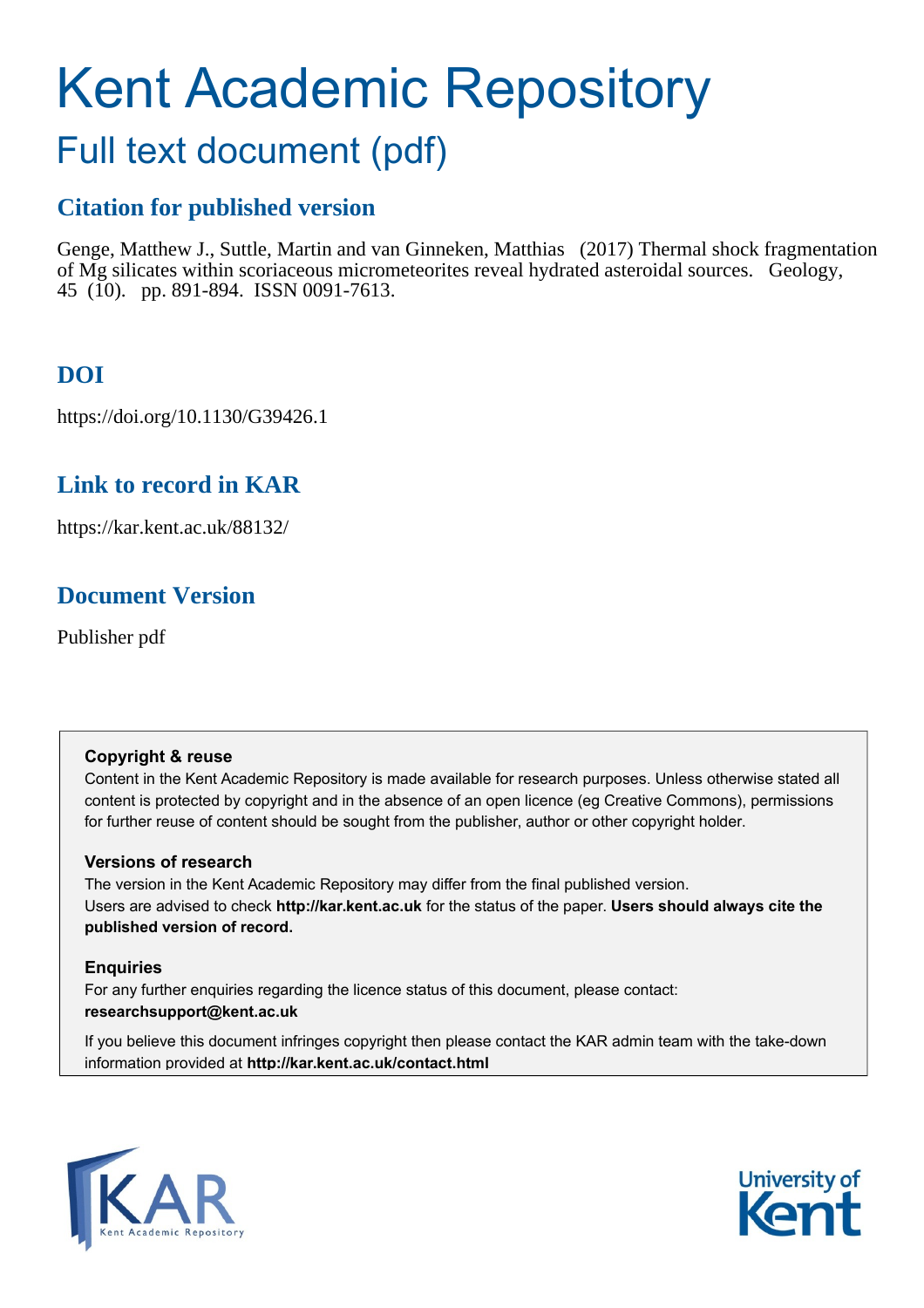# Kent Academic Repository

## Full text document (pdf)

## Citation for published version

Genge, Matthew J., Suttle, Martin and van Ginneken, Matthias (2017) Thermal shock fragmentation of Mg silicates within scoriaceous micrometeorites reveal hydrated asteroidal sources. Geology, 45 (10). pp. 891-894. ISSN 0091-7613.

## DOI

https://doi.org/10.1130/G39426.1

## Link to record in KAR

https://kar.kent.ac.uk/88132/

## Document Version

Publisher pdf

**Copyright & reuse**

Content in the Kent Academic Repository is made available for research purposes. Unless otherwise stated all content is protected by copyright and in the absence of an open licence (eg Creative Commons), permissions for further reuse of content should be sought from the publisher, author or other copyright holder.

**Versions of research**

The version in the Kent Academic Repository may differ from the final published version. Users are advised to check **http://kar.kent.ac.uk** for the status of the paper. **Users should always cite the published version of record.**

**Enquiries**

For any further enquiries regarding the licence status of this document, please contact: **researchsupport@kent.ac.uk**

If you believe this document infringes copyright then please contact the KAR admin team with the take-down information provided at **http://kar.kent.ac.uk/contact.html**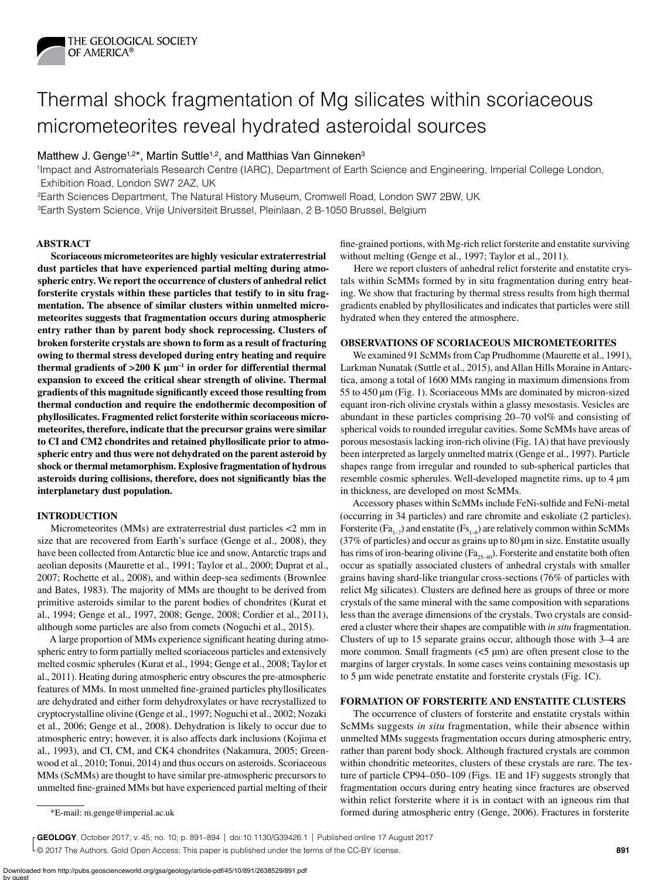# Thermal shock fragmentation of Mg silicates within scoriaceous micrometeorites reveal hydrated asteroidal sources

Matthew J. Genge[1,2*], Martin Suttle[1,2], and Matthias Van Ginneken[3]

[1]Impact and Astromaterials Research Centre (IARC), Department of Earth Science and Engineering, Imperial College London, Exhibition Road, London SW7 2AZ, UK

[2]Earth Sciences Department, The Natural History Museum, Cromwell Road, London SW7 2BW, UK

[3]Earth System Science, Vrije Universiteit Brussel, Pleinlaan, 2 B-1050 Brussel, Belgium

## ABSTRACT

**Scoriaceous micrometeorites are highly vesicular extraterrestrial dust particles that have experienced partial melting during atmospheric entry. We report the occurrence of clusters of anhedral relict forsterite crystals within these particles that testify to in situ fragmentation. The absence of similar clusters within unmelted micrometeorites suggests that fragmentation occurs during atmospheric entry rather than by parent body shock reprocessing. Clusters of broken forsterite crystals are shown to form as a result of fracturing owing to thermal stress developed during entry heating and require thermal gradients of >200 K µm$^{-1}$ in order for differential thermal expansion to exceed the critical shear strength of olivine. Thermal gradients of this magnitude significantly exceed those resulting from thermal conduction and require the endothermic decomposition of phyllosilicates. Fragmented relict forsterite within scoriaceous micrometeorites, therefore, indicate that the precursor grains were similar to CI and CM2 chondrites and retained phyllosilicate prior to atmospheric entry and thus were not dehydrated on the parent asteroid by shock or thermal metamorphism. Explosive fragmentation of hydrous asteroids during collisions, therefore, does not significantly bias the interplanetary dust population.**

## INTRODUCTION

Micrometeorites (MMs) are extraterrestrial dust particles <2 mm in size that are recovered from Earth's surface (Genge et al., 2008), they have been collected from Antarctic blue ice and snow, Antarctic traps and aeolian deposits (Maurette et al., 1991; Taylor et al., 2000; Duprat et al., 2007; Rochette et al., 2008), and within deep-sea sediments (Brownlee and Bates, 1983). The majority of MMs are thought to be derived from primitive asteroids similar to the parent bodies of chondrites (Kurat et al., 1994; Genge et al., 1997, 2008; Genge, 2008; Cordier et al., 2011), although some particles are also from comets (Noguchi et al., 2015).

A large proportion of MMs experience significant heating during atmospheric entry to form partially melted scoriaceous particles and extensively melted cosmic spherules (Kurat et al., 1994; Genge et al., 2008; Taylor et al., 2011). Heating during atmospheric entry obscures the pre-atmospheric features of MMs. In most unmelted fine-grained particles phyllosilicates are dehydrated and either form dehydroxylates or have recrystallized to cryptocrystalline olivine (Genge et al., 1997; Noguchi et al., 2002; Nozaki et al., 2006; Genge et al., 2008). Dehydration is likely to occur due to atmospheric entry; however, it is also affects dark inclusions (Kojima et al., 1993), and CI, CM, and CK4 chondrites (Nakamura, 2005; Greenwood et al., 2010; Tonui, 2014) and thus occurs on asteroids. Scoriaceous MMs (ScMMs) are thought to have similar pre-atmospheric precursors to unmelted fine-grained MMs but have experienced partial melting of their fine-grained portions, with Mg-rich relict forsterite and enstatite surviving without melting (Genge et al., 1997; Taylor et al., 2011).

Here we report clusters of anhedral relict forsterite and enstatite crystals within ScMMs formed by in situ fragmentation during entry heating. We show that fracturing by thermal stress results from high thermal gradients enabled by phyllosilicates and indicates that particles were still hydrated when they entered the atmosphere.

## OBSERVATIONS OF SCORIACEOUS MICROMETEORITES

We examined 91 ScMMs from Cap Prudhomme (Maurette et al., 1991), Larkman Nunatak (Suttle et al., 2015), and Allan Hills Moraine in Antarctica, among a total of 1600 MMs ranging in maximum dimensions from 55 to 450 µm (Fig. 1). Scoriaceous MMs are dominated by micron-sized equant iron-rich olivine crystals within a glassy mesostasis. Vesicles are abundant in these particles comprising 20–70 vol% and consisting of spherical voids to rounded irregular cavities. Some ScMMs have areas of porous mesostasis lacking iron-rich olivine (Fig. 1A) that have previously been interpreted as largely unmelted matrix (Genge et al., 1997). Particle shapes range from irregular and rounded to sub-spherical particles that resemble cosmic spherules. Well-developed magnetite rims, up to 4 µm in thickness, are developed on most ScMMs.

Accessory phases within ScMMs include FeNi-sulfide and FeNi-metal (occurring in 34 particles) and rare chromite and eskoliate (2 particles). Forsterite ($Fa_{1-7}$) and enstatite ($Fs_{1-6}$) are relatively common within ScMMs (37% of particles) and occur as grains up to 80 µm in size. Enstatite usually has rims of iron-bearing olivine ($Fa_{25-40}$). Forsterite and enstatite both often occur as spatially associated clusters of anhedral crystals with smaller grains having shard-like triangular cross-sections (76% of particles with relict Mg silicates). Clusters are defined here as groups of three or more crystals of the same mineral with the same composition with separations less than the average dimensions of the crystals. Two crystals are considered a cluster where their shapes are compatible with *in situ* fragmentation. Clusters of up to 15 separate grains occur, although those with 3–4 are more common. Small fragments (<5 µm) are often present close to the margins of larger crystals. In some cases veins containing mesostasis up to 5 µm wide penetrate enstatite and forsterite crystals (Fig. 1C).

## FORMATION OF FORSTERITE AND ENSTATITE CLUSTERS

The occurrence of clusters of forsterite and enstatite crystals within ScMMs suggests *in situ* fragmentation, while their absence within unmelted MMs suggests fragmentation occurs during atmospheric entry, rather than parent body shock. Although fractured crystals are common within chondritic meteorites, clusters of these crystals are rare. The texture of particle CP94–050–109 (Figs. 1E and 1F) suggests strongly that fragmentation occurs during entry heating since fractures are observed within relict forsterite where it is in contact with an igneous rim that formed during atmospheric entry (Genge, 2006). Fractures in forsterite

*E-mail: m.genge@imperial.ac.uk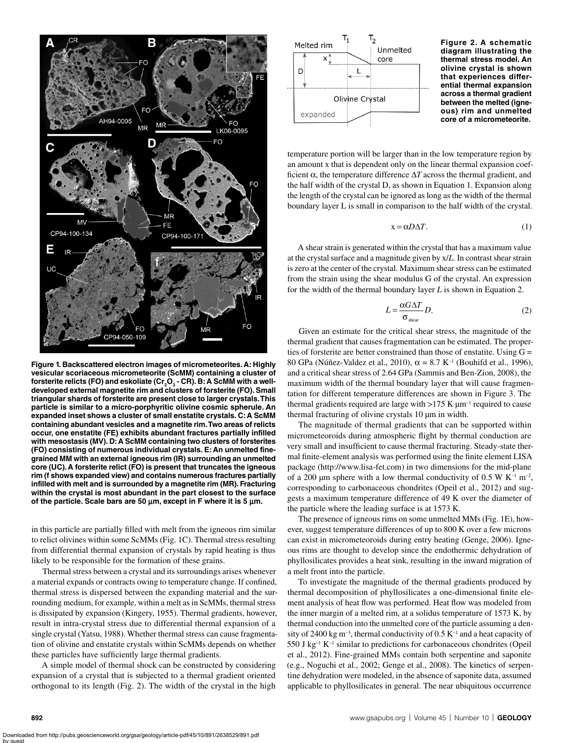**Figure 1. Backscattered electron images of micrometeorites. A: Highly vesicular scoriaceous micrometeorite (ScMM) containing a cluster of forsterite relicts (FO) and eskoliate ($Cr_2O_3$ - CR). B: A ScMM with a well-developed external magnetite rim and clusters of forsterite (FO). Small triangular shards of forsterite are present close to larger crystals. This particle is similar to a micro-porphyritic olivine cosmic spherule. An expanded inset shows a cluster of small enstatite crystals. C: A ScMM containing abundant vesicles and a magnetite rim. Two areas of relicts occur, one enstatite (FE) exhibits abundant fractures partially infilled with mesostasis (MV). D: A ScMM containing two clusters of forsterites (FO) consisting of numerous individual crystals. E: An unmelted fine-grained MM with an external igneous rim (IR) surrounding an unmelted core (UC). A forsterite relict (FO) is present that truncates the igneous rim (f shows expanded view) and contains numerous fractures partially infilled with melt and is surrounded by a magnetite rim (MR). Fracturing within the crystal is most abundant in the part closest to the surface of the particle. Scale bars are 50 µm, except in F where it is 5 µm.**

in this particle are partially filled with melt from the igneous rim similar to relict olivines within some ScMMs (Fig. 1C). Thermal stress resulting from differential thermal expansion of crystals by rapid heating is thus likely to be responsible for the formation of these grains.

Thermal stress between a crystal and its surroundings arises whenever a material expands or contracts owing to temperature change. If confined, thermal stress is dispersed between the expanding material and the surrounding medium, for example, within a melt as in ScMMs, thermal stress is dissipated by expansion (Kingery, 1955). Thermal gradients, however, result in intra-crystal stress due to differential thermal expansion of a single crystal (Yatsu, 1988). Whether thermal stress can cause fragmentation of olivine and enstatite crystals within ScMMs depends on whether these particles have sufficiently large thermal gradients.

A simple model of thermal shock can be constructed by considering expansion of a crystal that is subjected to a thermal gradient oriented orthogonal to its length (Fig. 2). The width of the crystal in the high

**Figure 2. A schematic diagram illustrating the thermal stress model. An olivine crystal is shown that experiences differential thermal expansion across a thermal gradient between the melted (igneous) rim and unmelted core of a micrometeorite.**

temperature portion will be larger than in the low temperature region by an amount x that is dependent only on the linear thermal expansion coefficient $\alpha$, the temperature difference $\Delta T$ across the thermal gradient, and the half width of the crystal D, as shown in Equation 1. Expansion along the length of the crystal can be ignored as long as the width of the thermal boundary layer L is small in comparison to the half width of the crystal.

$$x = \alpha D \Delta T. \quad (1)$$

A shear strain is generated within the crystal that has a maximum value at the crystal surface and a magnitude given by $x/L$. In contrast shear strain is zero at the center of the crystal. Maximum shear stress can be estimated from the strain using the shear modulus G of the crystal. An expression for the width of the thermal boundary layer $L$ is shown in Equation 2.

$$L = \frac{\alpha G \Delta T}{\sigma_{shear}} D. \quad (2)$$

Given an estimate for the critical shear stress, the magnitude of the thermal gradient that causes fragmentation can be estimated. The properties of forsterite are better constrained than those of enstatite. Using G = 80 GPa (Núñez-Valdez et al., 2010), $\alpha$ = 8.7 $K^{-1}$ (Bouhifd et al., 1996), and a critical shear stress of 2.64 GPa (Sammis and Ben-Zion, 2008), the maximum width of the thermal boundary layer that will cause fragmentation for different temperature differences are shown in Figure 3. The thermal gradients required are large with >175 K $\mu m^{-1}$ required to cause thermal fracturing of olivine crystals 10 µm in width.

The magnitude of thermal gradients that can be supported within micrometeoroids during atmospheric flight by thermal conduction are very small and insufficient to cause thermal fracturing. Steady-state thermal finite-element analysis was performed using the finite element LISA package (http://www.lisa-fet.com) in two dimensions for the mid-plane of a 200 µm sphere with a low thermal conductivity of 0.5 W $K^{-1}$ $m^{-2}$, corresponding to carbonaceous chondrites (Opeil et al., 2012) and suggests a maximum temperature difference of 49 K over the diameter of the particle where the leading surface is at 1573 K.

The presence of igneous rims on some unmelted MMs (Fig. 1E), however, suggest temperature differences of up to 800 K over a few microns can exist in micrometeoroids during entry heating (Genge, 2006). Igneous rims are thought to develop since the endothermic dehydration of phyllosilicates provides a heat sink, resulting in the inward migration of a melt front into the particle.

To investigate the magnitude of the thermal gradients produced by thermal decomposition of phyllosilicates a one-dimensional finite element analysis of heat flow was performed. Heat flow was modeled from the inner margin of a melted rim, at a solidus temperature of 1573 K, by thermal conduction into the unmelted core of the particle assuming a density of 2400 kg $m^{-3}$, thermal conductivity of 0.5 $K^{-1}$ and a heat capacity of 550 J $kg^{-1}$ $K^{-1}$ similar to predictions for carbonaceous chondrites (Opeil et al., 2012). Fine-grained MMs contain both serpentine and saponite (e.g., Noguchi et al., 2002; Genge et al., 2008). The kinetics of serpentine dehydration were modeled, in the absence of saponite data, assumed applicable to phyllosilicates in general. The near ubiquitous occurrence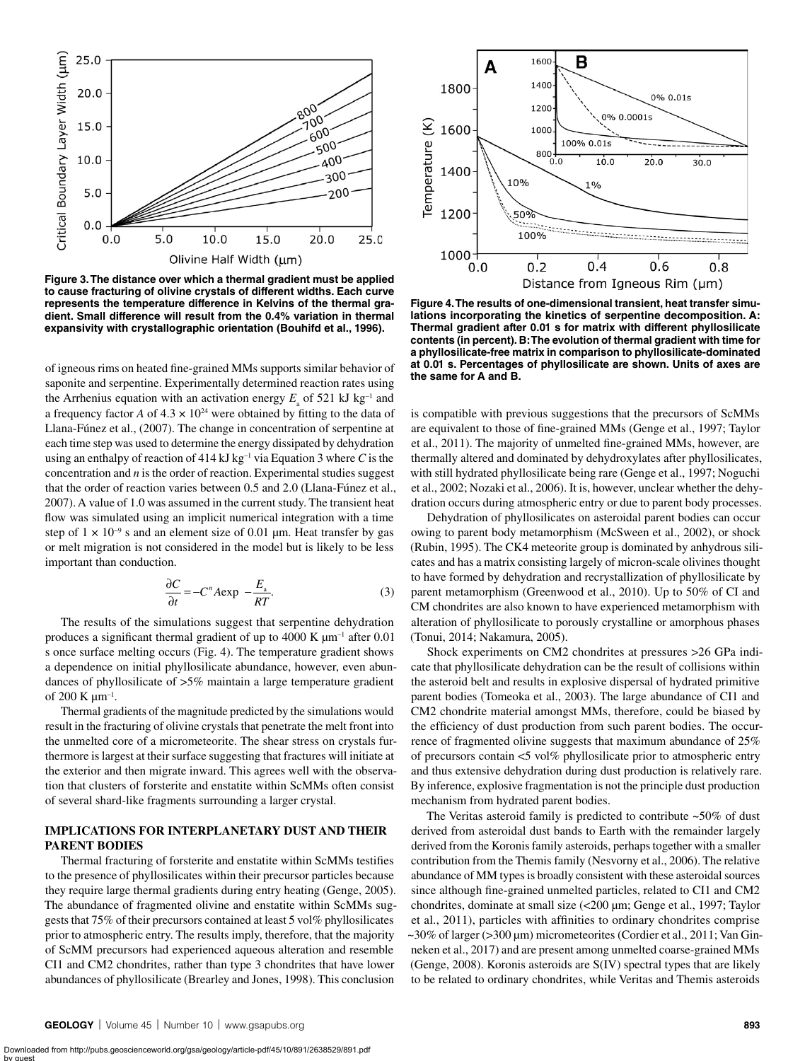Figure 3. The distance over which a thermal gradient must be applied to cause fracturing of olivine crystals of different widths. Each curve represents the temperature difference in Kelvins of the thermal gradient. Small difference will result from the 0.4% variation in thermal expansivity with crystallographic orientation (Bouhifd et al., 1996).

Figure 4. The results of one-dimensional transient, heat transfer simulations incorporating the kinetics of serpentine decomposition. A: Thermal gradient after 0.01 s for matrix with different phyllosilicate contents (in percent). B: The evolution of thermal gradient with time for a phyllosilicate-free matrix in comparison to phyllosilicate-dominated at 0.01 s. Percentages of phyllosilicate are shown. Units of axes are the same for A and B.

of igneous rims on heated fine-grained MMs supports similar behavior of saponite and serpentine. Experimentally determined reaction rates using the Arrhenius equation with an activation energy $E_a$ of 521 kJ kg$^{-1}$ and a frequency factor $A$ of $4.3 \times 10^{24}$ were obtained by fitting to the data of Llana-Fúnez et al., (2007). The change in concentration of serpentine at each time step was used to determine the energy dissipated by dehydration using an enthalpy of reaction of 414 kJ kg$^{-1}$ via Equation 3 where $C$ is the concentration and $n$ is the order of reaction. Experimental studies suggest that the order of reaction varies between 0.5 and 2.0 (Llana-Fúnez et al., 2007). A value of 1.0 was assumed in the current study. The transient heat flow was simulated using an implicit numerical integration with a time step of $1 \times 10^{-9}$ s and an element size of 0.01 µm. Heat transfer by gas or melt migration is not considered in the model but is likely to be less important than conduction.

$$\frac{\partial C}{\partial t} = -C^n A \exp\left(-\frac{E_a}{RT}\right). \quad (3)$$

The results of the simulations suggest that serpentine dehydration produces a significant thermal gradient of up to 4000 K µm$^{-1}$ after 0.01 s once surface melting occurs (Fig. 4). The temperature gradient shows a dependence on initial phyllosilicate abundance, however, even abundances of phyllosilicate of >5% maintain a large temperature gradient of 200 K µm$^{-1}$.

Thermal gradients of the magnitude predicted by the simulations would result in the fracturing of olivine crystals that penetrate the melt front into the unmelted core of a micrometeorite. The shear stress on crystals furthermore is largest at their surface suggesting that fractures will initiate at the exterior and then migrate inward. This agrees well with the observation that clusters of forsterite and enstatite within ScMMs often consist of several shard-like fragments surrounding a larger crystal.

## IMPLICATIONS FOR INTERPLANETARY DUST AND THEIR PARENT BODIES

Thermal fracturing of forsterite and enstatite within ScMMs testifies to the presence of phyllosilicates within their precursor particles because they require large thermal gradients during entry heating (Genge, 2005). The abundance of fragmented olivine and enstatite within ScMMs suggests that 75% of their precursors contained at least 5 vol% phyllosilicates prior to atmospheric entry. The results imply, therefore, that the majority of ScMM precursors had experienced aqueous alteration and resemble CI1 and CM2 chondrites, rather than type 3 chondrites that have lower abundances of phyllosilicate (Brearley and Jones, 1998). This conclusion is compatible with previous suggestions that the precursors of ScMMs are equivalent to those of fine-grained MMs (Genge et al., 1997; Taylor et al., 2011). The majority of unmelted fine-grained MMs, however, are thermally altered and dominated by dehydroxylates after phyllosilicates, with still hydrated phyllosilicate being rare (Genge et al., 1997; Noguchi et al., 2002; Nozaki et al., 2006). It is, however, unclear whether the dehydration occurs during atmospheric entry or due to parent body processes.

Dehydration of phyllosilicates on asteroidal parent bodies can occur owing to parent body metamorphism (McSween et al., 2002), or shock (Rubin, 1995). The CK4 meteorite group is dominated by anhydrous silicates and has a matrix consisting largely of micron-scale olivines thought to have formed by dehydration and recrystallization of phyllosilicate by parent metamorphism (Greenwood et al., 2010). Up to 50% of CI and CM chondrites are also known to have experienced metamorphism with alteration of phyllosilicate to porously crystalline or amorphous phases (Tonui, 2014; Nakamura, 2005).

Shock experiments on CM2 chondrites at pressures >26 GPa indicate that phyllosilicate dehydration can be the result of collisions within the asteroid belt and results in explosive dispersal of hydrated primitive parent bodies (Tomeoka et al., 2003). The large abundance of CI1 and CM2 chondrite material amongst MMs, therefore, could be biased by the efficiency of dust production from such parent bodies. The occurrence of fragmented olivine suggests that maximum abundance of 25% of precursors contain <5 vol% phyllosilicate prior to atmospheric entry and thus extensive dehydration during dust production is relatively rare. By inference, explosive fragmentation is not the principle dust production mechanism from hydrated parent bodies.

The Veritas asteroid family is predicted to contribute ~50% of dust derived from asteroidal dust bands to Earth with the remainder largely derived from the Koronis family asteroids, perhaps together with a smaller contribution from the Themis family (Nesvorny et al., 2006). The relative abundance of MM types is broadly consistent with these asteroidal sources since although fine-grained unmelted particles, related to CI1 and CM2 chondrites, dominate at small size (<200 µm; Genge et al., 1997; Taylor et al., 2011), particles with affinities to ordinary chondrites comprise ~30% of larger (>300 µm) micrometeorites (Cordier et al., 2011; Van Ginneken et al., 2017) and are present among unmelted coarse-grained MMs (Genge, 2008). Koronis asteroids are S(IV) spectral types that are likely to be related to ordinary chondrites, while Veritas and Themis asteroids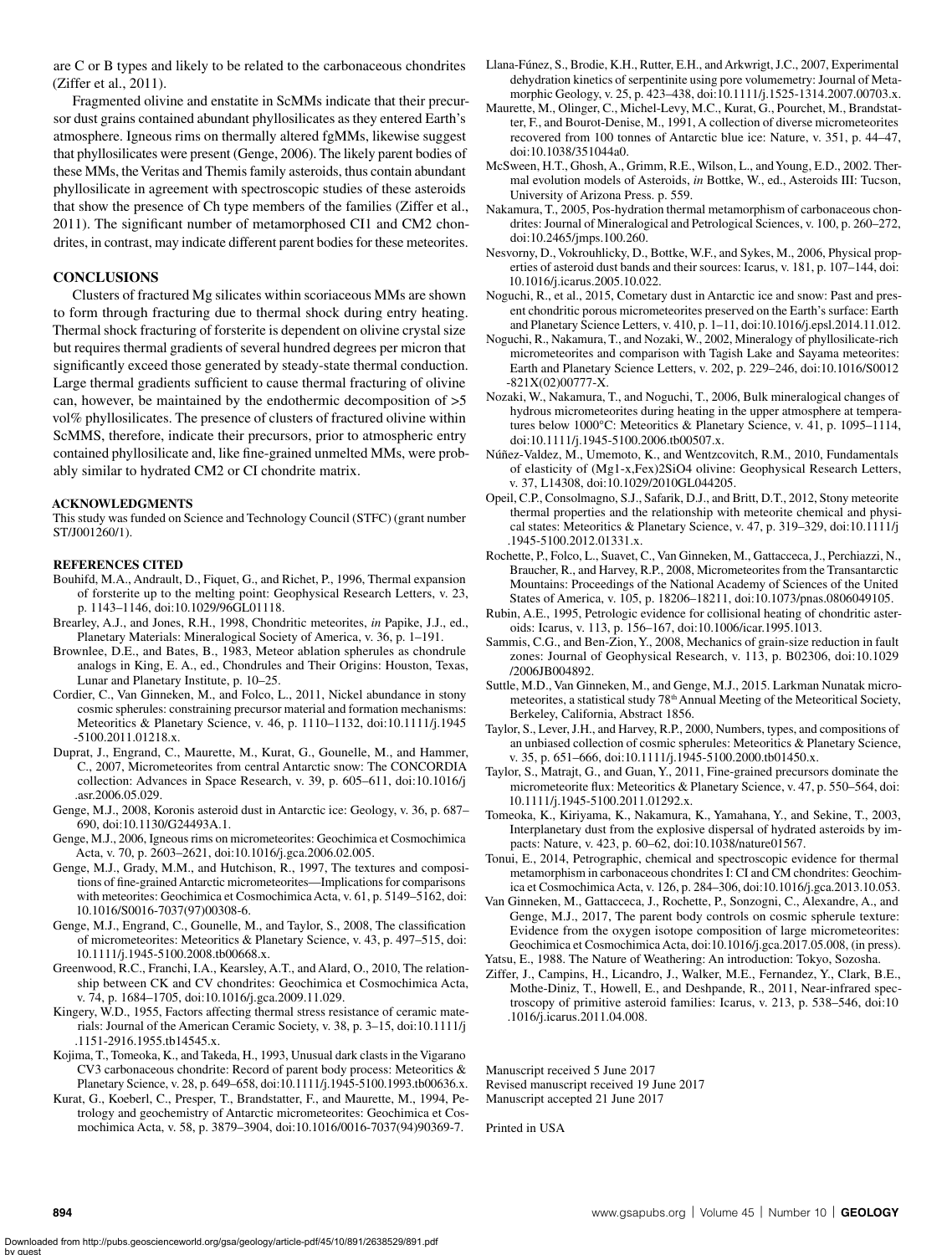are C or B types and likely to be related to the carbonaceous chondrites (Ziffer et al., 2011).

Fragmented olivine and enstatite in ScMMs indicate that their precursor dust grains contained abundant phyllosilicates as they entered Earth's atmosphere. Igneous rims on thermally altered fgMMs, likewise suggest that phyllosilicates were present (Genge, 2006). The likely parent bodies of these MMs, the Veritas and Themis family asteroids, thus contain abundant phyllosilicate in agreement with spectroscopic studies of these asteroids that show the presence of Ch type members of the families (Ziffer et al., 2011). The significant number of metamorphosed CI1 and CM2 chondrites, in contrast, may indicate different parent bodies for these meteorites.

## CONCLUSIONS

Clusters of fractured Mg silicates within scoriaceous MMs are shown to form through fracturing due to thermal shock during entry heating. Thermal shock fracturing of forsterite is dependent on olivine crystal size but requires thermal gradients of several hundred degrees per micron that significantly exceed those generated by steady-state thermal conduction. Large thermal gradients sufficient to cause thermal fracturing of olivine can, however, be maintained by the endothermic decomposition of >5 vol% phyllosilicates. The presence of clusters of fractured olivine within ScMMS, therefore, indicate their precursors, prior to atmospheric entry contained phyllosilicate and, like fine-grained unmelted MMs, were probably similar to hydrated CM2 or CI chondrite matrix.

## ACKNOWLEDGMENTS

This study was funded on Science and Technology Council (STFC) (grant number ST/J001260/1).

## REFERENCES CITED

Bouhifd, M.A., Andrault, D., Fiquet, G., and Richet, P., 1996, Thermal expansion of forsterite up to the melting point: Geophysical Research Letters, v. 23, p. 1143–1146, doi:10.1029/96GL01118.

Brearley, A.J., and Jones, R.H., 1998, Chondritic meteorites, *in* Papike, J.J., ed., Planetary Materials: Mineralogical Society of America, v. 36, p. 1–191.

Brownlee, D.E., and Bates, B., 1983, Meteor ablation spherules as chondrule analogs in King, E. A., ed., Chondrules and Their Origins: Houston, Texas, Lunar and Planetary Institute, p. 10–25.

Cordier, C., Van Ginneken, M., and Folco, L., 2011, Nickel abundance in stony cosmic spherules: constraining precursor material and formation mechanisms: Meteoritics & Planetary Science, v. 46, p. 1110–1132, doi:10.1111/j.1945-5100.2011.01218.x.

Duprat, J., Engrand, C., Maurette, M., Kurat, G., Gounelle, M., and Hammer, C., 2007, Micrometeorites from central Antarctic snow: The CONCORDIA collection: Advances in Space Research, v. 39, p. 605–611, doi:10.1016/j.asr.2006.05.029.

Genge, M.J., 2008, Koronis asteroid dust in Antarctic ice: Geology, v. 36, p. 687–690, doi:10.1130/G24493A.1.

Genge, M.J., 2006, Igneous rims on micrometeorites: Geochimica et Cosmochimica Acta, v. 70, p. 2603–2621, doi:10.1016/j.gca.2006.02.005.

Genge, M.J., Grady, M.M., and Hutchison, R., 1997, The textures and compositions of fine-grained Antarctic micrometeorites—Implications for comparisons with meteorites: Geochimica et Cosmochimica Acta, v. 61, p. 5149–5162, doi:10.1016/S0016-7037(97)00308-6.

Genge, M.J., Engrand, C., Gounelle, M., and Taylor, S., 2008, The classification of micrometeorites: Meteoritics & Planetary Science, v. 43, p. 497–515, doi:10.1111/j.1945-5100.2008.tb00668.x.

Greenwood, R.C., Franchi, I.A., Kearsley, A.T., and Alard, O., 2010, The relationship between CK and CV chondrites: Geochimica et Cosmochimica Acta, v. 74, p. 1684–1705, doi:10.1016/j.gca.2009.11.029.

Kingery, W.D., 1955, Factors affecting thermal stress resistance of ceramic materials: Journal of the American Ceramic Society, v. 38, p. 3–15, doi:10.1111/j.1151-2916.1955.tb14545.x.

Kojima, T., Tomeoka, K., and Takeda, H., 1993, Unusual dark clasts in the Vigarano CV3 carbonaceous chondrite: Record of parent body process: Meteoritics & Planetary Science, v. 28, p. 649–658, doi:10.1111/j.1945-5100.1993.tb00636.x.

Kurat, G., Koeberl, C., Presper, T., Brandstatter, F., and Maurette, M., 1994, Petrology and geochemistry of Antarctic micrometeorites: Geochimica et Cosmochimica Acta, v. 58, p. 3879–3904, doi:10.1016/0016-7037(94)90369-7.

Llana-Fúnez, S., Brodie, K.H., Rutter, E.H., and Arkwrigt, J.C., 2007, Experimental dehydration kinetics of serpentinite using pore volumetry: Journal of Metamorphic Geology, v. 25, p. 423–438, doi:10.1111/j.1525-1314.2007.00703.x.

Maurette, M., Olinger, C., Michel-Levy, M.C., Kurat, G., Pourchet, M., Brandstatter, F., and Bourot-Denise, M., 1991, A collection of diverse micrometeorites recovered from 100 tonnes of Antarctic blue ice: Nature, v. 351, p. 44–47, doi:10.1038/351044a0.

McSween, H.T., Ghosh, A., Grimm, R.E., Wilson, L., and Young, E.D., 2002. Thermal evolution models of Asteroids, *in* Bottke, W., ed., Asteroids III: Tucson, University of Arizona Press. p. 559.

Nakamura, T., 2005, Pos-hydration thermal metamorphism of carbonaceous chondrites: Journal of Mineralogical and Petrological Sciences, v. 100, p. 260–272, doi:10.2465/jmps.100.260.

Nesvorny, D., Vokrouhlicky, D., Bottke, W.F., and Sykes, M., 2006, Physical properties of asteroid dust bands and their sources: Icarus, v. 181, p. 107–144, doi:10.1016/j.icarus.2005.10.022.

Noguchi, R., et al., 2015, Cometary dust in Antarctic ice and snow: Past and present chondritic porous micrometeorites preserved on the Earth's surface: Earth and Planetary Science Letters, v. 410, p. 1–11, doi:10.1016/j.epsl.2014.11.012.

Noguchi, R., Nakamura, T., and Nozaki, W., 2002, Mineralogy of phyllosilicate-rich micrometeorites and comparison with Tagish Lake and Sayama meteorites: Earth and Planetary Science Letters, v. 202, p. 229–246, doi:10.1016/S0012-821X(02)00777-X.

Nozaki, W., Nakamura, T., and Noguchi, T., 2006, Bulk mineralogical changes of hydrous micrometeorites during heating in the upper atmosphere at temperatures below 1000°C: Meteoritics & Planetary Science, v. 41, p. 1095–1114, doi:10.1111/j.1945-5100.2006.tb00507.x.

Núñez-Valdez, M., Umemoto, K., and Wentzcovitch, R.M., 2010, Fundamentals of elasticity of $(Mg_{1-x},Fe_x)_2SiO_4$ olivine: Geophysical Research Letters, v. 37, L14308, doi:10.1029/2010GL044205.

Opeil, C.P., Consolmagno, S.J., Safarik, D.J., and Britt, D.T., 2012, Stony meteorite thermal properties and the relationship with meteorite chemical and physical states: Meteoritics & Planetary Science, v. 47, p. 319–329, doi:10.1111/j.1945-5100.2012.01331.x.

Rochette, P., Folco, L., Suavet, C., Van Ginneken, M., Gattacceca, J., Perchiazzi, N., Braucher, R., and Harvey, R.P., 2008, Micrometeorites from the Transantarctic Mountains: Proceedings of the National Academy of Sciences of the United States of America, v. 105, p. 18206–18211, doi:10.1073/pnas.0806049105.

Rubin, A.E., 1995, Petrologic evidence for collisional heating of chondritic asteroids: Icarus, v. 113, p. 156–167, doi:10.1006/icar.1995.1013.

Sammis, C.G., and Ben-Zion, Y., 2008, Mechanics of grain-size reduction in fault zones: Journal of Geophysical Research, v. 113, p. B02306, doi:10.1029/2006JB004892.

Suttle, M.D., Van Ginneken, M., and Genge, M.J., 2015. Larkman Nunatak micrometeorites, a statistical study 78th Annual Meeting of the Meteoritical Society, Berkeley, California, Abstract 1856.

Taylor, S., Lever, J.H., and Harvey, R.P., 2000, Numbers, types, and compositions of an unbiased collection of cosmic spherules: Meteoritics & Planetary Science, v. 35, p. 651–666, doi:10.1111/j.1945-5100.2000.tb01450.x.

Taylor, S., Matrajt, G., and Guan, Y., 2011, Fine-grained precursors dominate the micrometeorite flux: Meteoritics & Planetary Science, v. 47, p. 550–564, doi:10.1111/j.1945-5100.2011.01292.x.

Tomeoka, K., Kiriyama, K., Nakamura, K., Yamahana, Y., and Sekine, T., 2003, Interplanetary dust from the explosive dispersal of hydrated asteroids by impacts: Nature, v. 423, p. 60–62, doi:10.1038/nature01567.

Tonui, E., 2014, Petrographic, chemical and spectroscopic evidence for thermal metamorphism in carbonaceous chondrites I: CI and CM chondrites: Geochimica et Cosmochimica Acta, v. 126, p. 284–306, doi:10.1016/j.gca.2013.10.053.

Van Ginneken, M., Gattacceca, J., Rochette, P., Sonzogni, C., Alexandre, A., and Genge, M.J., 2017, The parent body controls on cosmic spherule texture: Evidence from the oxygen isotope composition of large micrometeorites: Geochimica et Cosmochimica Acta, doi:10.1016/j.gca.2017.05.008, (in press).

Yatsu, E., 1988. The Nature of Weathering: An introduction: Tokyo, Sozosha.

Ziffer, J., Campins, H., Licandro, J., Walker, M.E., Fernandez, Y., Clark, B.E., Mothe-Diniz, T., Howell, E., and Deshpande, R., 2011, Near-infrared spectroscopy of primitive asteroid families: Icarus, v. 213, p. 538–546, doi:10.1016/j.icarus.2011.04.008.

Manuscript received 5 June 2017
Revised manuscript received 19 June 2017
Manuscript accepted 21 June 2017

Printed in USA